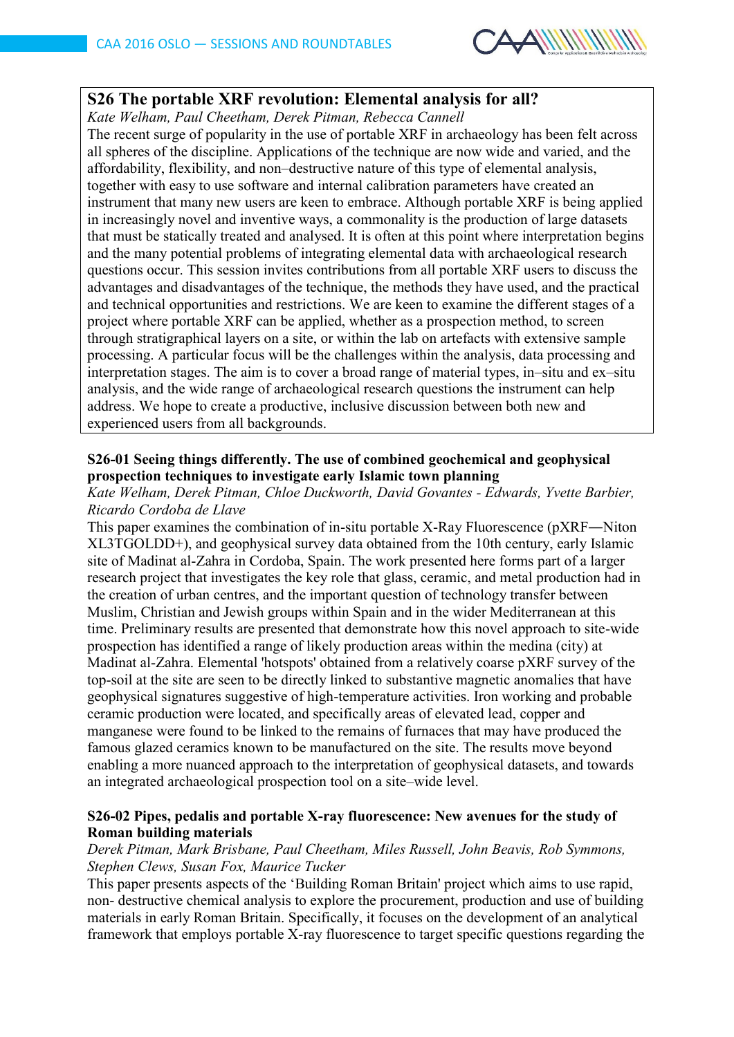## S26 The portable XRF revolution: Elemental analysis for all?

*Kate Welham, Paul Cheetham, Derek Pitman, Rebecca Cannell*

The recent surge of popularity in the use of portable XRF in archaeology has been felt across all spheres of the discipline. Applications of the technique are now wide and varied, and the affordability, flexibility, and non–destructive nature of this type of elemental analysis, together with easy to use software and internal calibration parameters have created an instrument that many new users are keen to embrace. Although portable XRF is being applied in increasingly novel and inventive ways, a commonality is the production of large datasets that must be statically treated and analysed. It is often at this point where interpretation begins and the many potential problems of integrating elemental data with archaeological research questions occur. This session invites contributions from all portable XRF users to discuss the advantages and disadvantages of the technique, the methods they have used, and the practical and technical opportunities and restrictions. We are keen to examine the different stages of a project where portable XRF can be applied, whether as a prospection method, to screen through stratigraphical layers on a site, or within the lab on artefacts with extensive sample processing. A particular focus will be the challenges within the analysis, data processing and interpretation stages. The aim is to cover a broad range of material types, in–situ and ex–situ analysis, and the wide range of archaeological research questions the instrument can help address. We hope to create a productive, inclusive discussion between both new and experienced users from all backgrounds.

### S26-01 Seeing things differently. The use of combined geochemical and geophysical prospection techniques to investigate early Islamic town planning

*Kate Welham, Derek Pitman, Chloe Duckworth, David Govantes - Edwards, Yvette Barbier, Ricardo Cordoba de Llave*

This paper examines the combination of in-situ portable X-Ray Fluorescence (pXRF—Niton XL3TGOLDD+), and geophysical survey data obtained from the 10th century, early Islamic site of Madinat al-Zahra in Cordoba, Spain. The work presented here forms part of a larger research project that investigates the key role that glass, ceramic, and metal production had in the creation of urban centres, and the important question of technology transfer between Muslim, Christian and Jewish groups within Spain and in the wider Mediterranean at this time. Preliminary results are presented that demonstrate how this novel approach to site-wide prospection has identified a range of likely production areas within the medina (city) at Madinat al-Zahra. Elemental 'hotspots' obtained from a relatively coarse pXRF survey of the top-soil at the site are seen to be directly linked to substantive magnetic anomalies that have geophysical signatures suggestive of high-temperature activities. Iron working and probable ceramic production were located, and specifically areas of elevated lead, copper and manganese were found to be linked to the remains of furnaces that may have produced the famous glazed ceramics known to be manufactured on the site. The results move beyond enabling a more nuanced approach to the interpretation of geophysical datasets, and towards an integrated archaeological prospection tool on a site–wide level.

### S26-02 Pipes, pedalis and portable X-ray fluorescence: New avenues for the study of Roman building materials

*Derek Pitman, Mark Brisbane, Paul Cheetham, Miles Russell, John Beavis, Rob Symmons, Stephen Clews, Susan Fox, Maurice Tucker*

This paper presents aspects of the 'Building Roman Britain' project which aims to use rapid, non- destructive chemical analysis to explore the procurement, production and use of building materials in early Roman Britain. Specifically, it focuses on the development of an analytical framework that employs portable X-ray fluorescence to target specific questions regarding the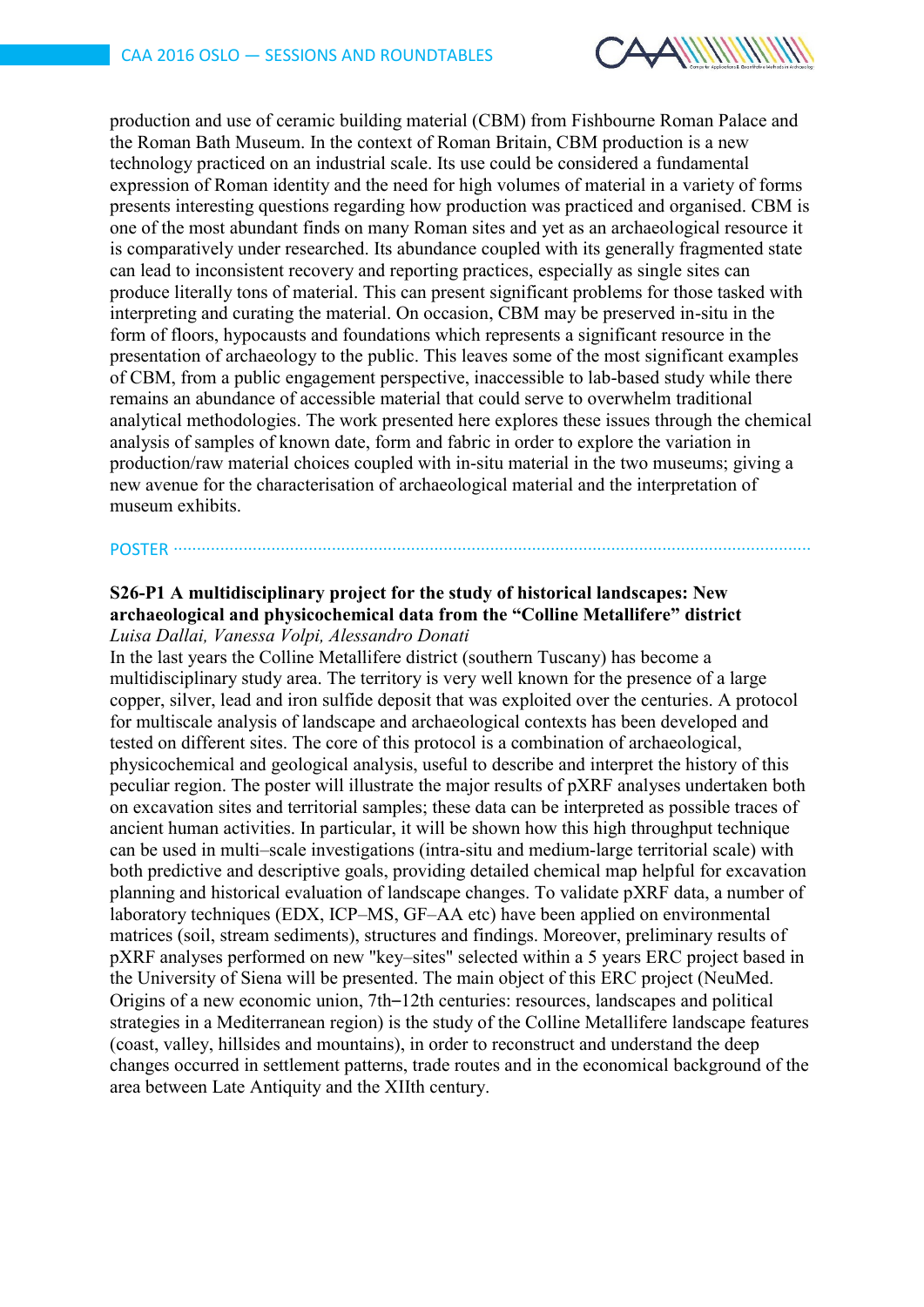production and use of ceramic building material (CBM) from Fishbourne Roman Palace and the Roman Bath Museum. In the context of Roman Britain, CBM production is a new technology practiced on an industrial scale. Its use could be considered a fundamental expression of Roman identity and the need for high volumes of material in a variety of forms presents interesting questions regarding how production was practiced and organised. CBM is one of the most abundant finds on many Roman sites and yet as an archaeological resource it is comparatively under researched. Its abundance coupled with its generally fragmented state can lead to inconsistent recovery and reporting practices, especially as single sites can produce literally tons of material. This can present significant problems for those tasked with interpreting and curating the material. On occasion, CBM may be preserved in-situ in the form of floors, hypocausts and foundations which represents a significant resource in the presentation of archaeology to the public. This leaves some of the most significant examples of CBM, from a public engagement perspective, inaccessible to lab-based study while there remains an abundance of accessible material that could serve to overwhelm traditional analytical methodologies. The work presented here explores these issues through the chemical analysis of samples of known date, form and fabric in order to explore the variation in production/raw material choices coupled with in-situ material in the two museums; giving a new avenue for the characterisation of archaeological material and the interpretation of museum exhibits.

## POSTER

### S26-P1 A multidisciplinary project for the study of historical landscapes: New archaeological and physicochemical data from the “Colline Metallifere” district

*Luisa Dallai, Vanessa Volpi, Alessandro Donati*

In the last years the Colline Metallifere district (southern Tuscany) has become a multidisciplinary study area. The territory is very well known for the presence of a large copper, silver, lead and iron sulfide deposit that was exploited over the centuries. A protocol for multiscale analysis of landscape and archaeological contexts has been developed and tested on different sites. The core of this protocol is a combination of archaeological, physicochemical and geological analysis, useful to describe and interpret the history of this peculiar region. The poster will illustrate the major results of pXRF analyses undertaken both on excavation sites and territorial samples; these data can be interpreted as possible traces of ancient human activities. In particular, it will be shown how this high throughput technique can be used in multi–scale investigations (intra-situ and medium-large territorial scale) with both predictive and descriptive goals, providing detailed chemical map helpful for excavation planning and historical evaluation of landscape changes. To validate pXRF data, a number of laboratory techniques (EDX, ICP–MS, GF–AA etc) have been applied on environmental matrices (soil, stream sediments), structures and findings. Moreover, preliminary results of pXRF analyses performed on new "key–sites" selected within a 5 years ERC project based in the University of Siena will be presented. The main object of this ERC project (NeuMed. Origins of a new economic union, 7th‒12th centuries: resources, landscapes and political strategies in a Mediterranean region) is the study of the Colline Metallifere landscape features (coast, valley, hillsides and mountains), in order to reconstruct and understand the deep changes occurred in settlement patterns, trade routes and in the economical background of the area between Late Antiquity and the XIIth century.